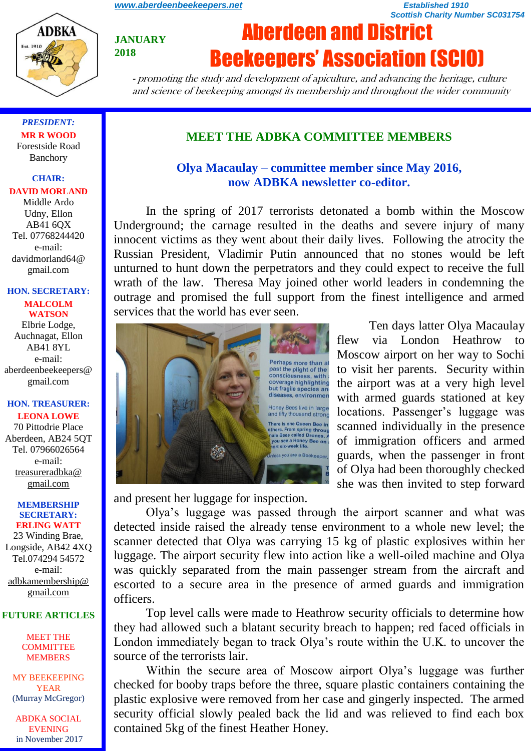www.aberdeenbeekeepers.net

Established 1910
Scottish Charity Number SC031754

JANUARY 2018

# Aberdeen and District Beekeepers' Association (SCIO)

*- promoting the study and development of apiculture, and advancing the heritage, culture and science of beekeeping amongst its membership and throughout the wider community*

***PRESIDENT:***
**MR R WOOD**
Forestside Road
Banchory

**CHAIR:**
**DAVID MORLAND**
Middle Ardo
Udny, Ellon
AB41 6QX
Tel. 07768244420
e-mail:
davidmorland64@gmail.com

**HON. SECRETARY:**
**MALCOLM WATSON**
Elbrie Lodge,
Auchnagat, Ellon
AB41 8YL
e-mail:
aberdeenbeekeepers@gmail.com

**HON. TREASURER:**
**LEONA LOWE**
70 Pittodrie Place
Aberdeen, AB24 5QT
Tel. 07966026564
e-mail:
treasureradbka@gmail.com

**MEMBERSHIP SECRETARY:**
**ERLING WATT**
23 Winding Brae,
Longside, AB42 4XQ
Tel.074294 54572
e-mail:
adbkamembership@gmail.com

**FUTURE ARTICLES**

MEET THE COMMITTEE MEMBERS

MY BEEKEEPING YEAR
(Murray McGregor)

ABDKA SOCIAL EVENING
in November 2017

## MEET THE ADBKA COMMITTEE MEMBERS

### Olya Macaulay – committee member since May 2016, now ADBKA newsletter co-editor.

In the spring of 2017 terrorists detonated a bomb within the Moscow Underground; the carnage resulted in the deaths and severe injury of many innocent victims as they went about their daily lives. Following the atrocity the Russian President, Vladimir Putin announced that no stones would be left unturned to hunt down the perpetrators and they could expect to receive the full wrath of the law. Theresa May joined other world leaders in condemning the outrage and promised the full support from the finest intelligence and armed services that the world has ever seen.

Ten days latter Olya Macaulay flew via London Heathrow to Moscow airport on her way to Sochi to visit her parents. Security within the airport was at a very high level with armed guards stationed at key locations. Passenger's luggage was scanned individually in the presence of immigration officers and armed guards, when the passenger in front of Olya had been thoroughly checked she was then invited to step forward and present her luggage for inspection.

Olya's luggage was passed through the airport scanner and what was detected inside raised the already tense environment to a whole new level; the scanner detected that Olya was carrying 15 kg of plastic explosives within her luggage. The airport security flew into action like a well-oiled machine and Olya was quickly separated from the main passenger stream from the aircraft and escorted to a secure area in the presence of armed guards and immigration officers.

Top level calls were made to Heathrow security officials to determine how they had allowed such a blatant security breach to happen; red faced officials in London immediately began to track Olya's route within the U.K. to uncover the source of the terrorists lair.

Within the secure area of Moscow airport Olya's luggage was further checked for booby traps before the three, square plastic containers containing the plastic explosive were removed from her case and gingerly inspected. The armed security official slowly pealed back the lid and was relieved to find each box contained 5kg of the finest Heather Honey.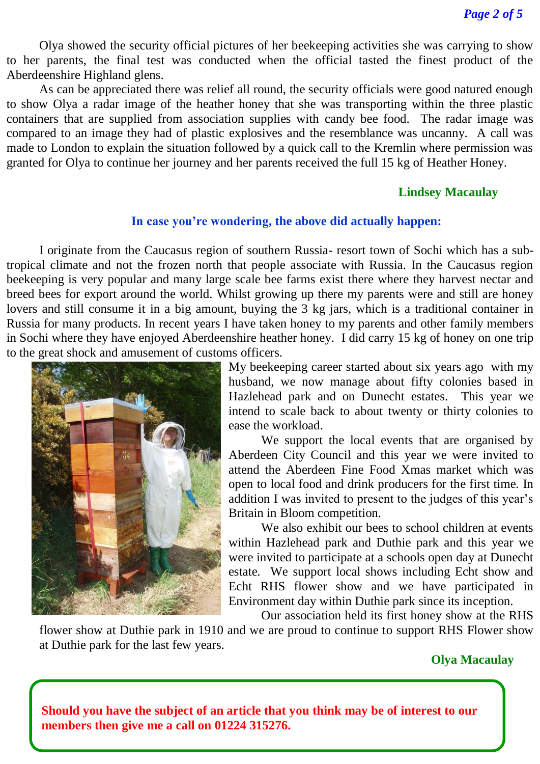Olya showed the security official pictures of her beekeeping activities she was carrying to show to her parents, the final test was conducted when the official tasted the finest product of the Aberdeenshire Highland glens.

As can be appreciated there was relief all round, the security officials were good natured enough to show Olya a radar image of the heather honey that she was transporting within the three plastic containers that are supplied from association supplies with candy bee food. The radar image was compared to an image they had of plastic explosives and the resemblance was uncanny. A call was made to London to explain the situation followed by a quick call to the Kremlin where permission was granted for Olya to continue her journey and her parents received the full 15 kg of Heather Honey.

**Lindsey Macaulay**

**In case you're wondering, the above did actually happen:**

I originate from the Caucasus region of southern Russia- resort town of Sochi which has a sub-tropical climate and not the frozen north that people associate with Russia. In the Caucasus region beekeeping is very popular and many large scale bee farms exist there where they harvest nectar and breed bees for export around the world. Whilst growing up there my parents were and still are honey lovers and still consume it in a big amount, buying the 3 kg jars, which is a traditional container in Russia for many products. In recent years I have taken honey to my parents and other family members in Sochi where they have enjoyed Aberdeenshire heather honey. I did carry 15 kg of honey on one trip to the great shock and amusement of customs officers.

My beekeeping career started about six years ago with my husband, we now manage about fifty colonies based in Hazlehead park and on Dunecht estates. This year we intend to scale back to about twenty or thirty colonies to ease the workload.

We support the local events that are organised by Aberdeen City Council and this year we were invited to attend the Aberdeen Fine Food Xmas market which was open to local food and drink producers for the first time. In addition I was invited to present to the judges of this year's Britain in Bloom competition.

We also exhibit our bees to school children at events within Hazlehead park and Duthie park and this year we were invited to participate at a schools open day at Dunecht estate. We support local shows including Echt show and Echt RHS flower show and we have participated in Environment day within Duthie park since its inception.

Our association held its first honey show at the RHS flower show at Duthie park in 1910 and we are proud to continue to support RHS Flower show at Duthie park for the last few years.

**Olya Macaulay**

**Should you have the subject of an article that you think may be of interest to our members then give me a call on 01224 315276.**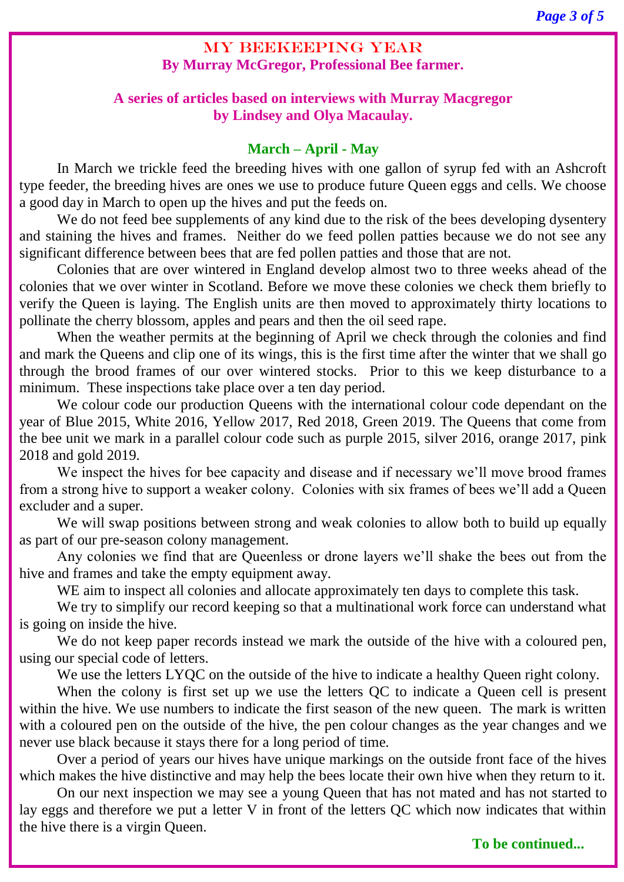# MY BEEKEEPING YEAR

**By Murray McGregor, Professional Bee farmer.**

**A series of articles based on interviews with Murray Macgregor by Lindsey and Olya Macaulay.**

## March – April - May

In March we trickle feed the breeding hives with one gallon of syrup fed with an Ashcroft type feeder, the breeding hives are ones we use to produce future Queen eggs and cells. We choose a good day in March to open up the hives and put the feeds on.

We do not feed bee supplements of any kind due to the risk of the bees developing dysentery and staining the hives and frames. Neither do we feed pollen patties because we do not see any significant difference between bees that are fed pollen patties and those that are not.

Colonies that are over wintered in England develop almost two to three weeks ahead of the colonies that we over winter in Scotland. Before we move these colonies we check them briefly to verify the Queen is laying. The English units are then moved to approximately thirty locations to pollinate the cherry blossom, apples and pears and then the oil seed rape.

When the weather permits at the beginning of April we check through the colonies and find and mark the Queens and clip one of its wings, this is the first time after the winter that we shall go through the brood frames of our over wintered stocks. Prior to this we keep disturbance to a minimum. These inspections take place over a ten day period.

We colour code our production Queens with the international colour code dependant on the year of Blue 2015, White 2016, Yellow 2017, Red 2018, Green 2019. The Queens that come from the bee unit we mark in a parallel colour code such as purple 2015, silver 2016, orange 2017, pink 2018 and gold 2019.

We inspect the hives for bee capacity and disease and if necessary we'll move brood frames from a strong hive to support a weaker colony. Colonies with six frames of bees we'll add a Queen excluder and a super.

We will swap positions between strong and weak colonies to allow both to build up equally as part of our pre-season colony management.

Any colonies we find that are Queenless or drone layers we'll shake the bees out from the hive and frames and take the empty equipment away.

WE aim to inspect all colonies and allocate approximately ten days to complete this task.

We try to simplify our record keeping so that a multinational work force can understand what is going on inside the hive.

We do not keep paper records instead we mark the outside of the hive with a coloured pen, using our special code of letters.

We use the letters LYQC on the outside of the hive to indicate a healthy Queen right colony.

When the colony is first set up we use the letters QC to indicate a Queen cell is present within the hive. We use numbers to indicate the first season of the new queen. The mark is written with a coloured pen on the outside of the hive, the pen colour changes as the year changes and we never use black because it stays there for a long period of time.

Over a period of years our hives have unique markings on the outside front face of the hives which makes the hive distinctive and may help the bees locate their own hive when they return to it.

On our next inspection we may see a young Queen that has not mated and has not started to lay eggs and therefore we put a letter V in front of the letters QC which now indicates that within the hive there is a virgin Queen.

**To be continued...**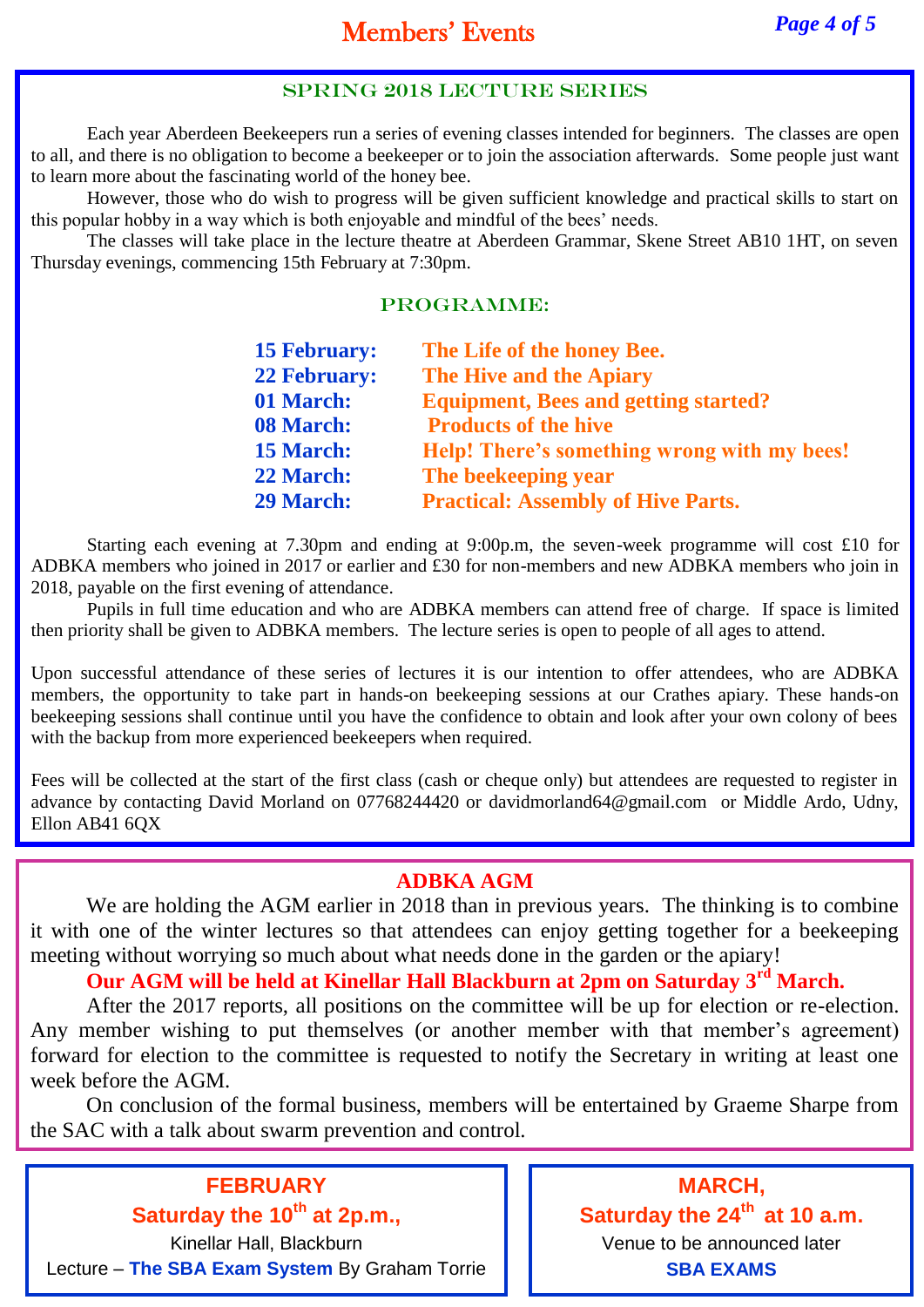# Members' Events

## SPRING 2018 LECTURE SERIES

Each year Aberdeen Beekeepers run a series of evening classes intended for beginners. The classes are open to all, and there is no obligation to become a beekeeper or to join the association afterwards. Some people just want to learn more about the fascinating world of the honey bee.

However, those who do wish to progress will be given sufficient knowledge and practical skills to start on this popular hobby in a way which is both enjoyable and mindful of the bees' needs.

The classes will take place in the lecture theatre at Aberdeen Grammar, Skene Street AB10 1HT, on seven Thursday evenings, commencing 15th February at 7:30pm.

### PROGRAMME:

| | |
|---|---|
| **15 February:** | **The Life of the honey Bee.** |
| **22 February:** | **The Hive and the Apiary** |
| **01 March:** | **Equipment, Bees and getting started?** |
| **08 March:** | **Products of the hive** |
| **15 March:** | **Help! There's something wrong with my bees!** |
| **22 March:** | **The beekeeping year** |
| **29 March:** | **Practical: Assembly of Hive Parts.** |

Starting each evening at 7.30pm and ending at 9:00p.m, the seven-week programme will cost £10 for ADBKA members who joined in 2017 or earlier and £30 for non-members and new ADBKA members who join in 2018, payable on the first evening of attendance.

Pupils in full time education and who are ADBKA members can attend free of charge. If space is limited then priority shall be given to ADBKA members. The lecture series is open to people of all ages to attend.

Upon successful attendance of these series of lectures it is our intention to offer attendees, who are ADBKA members, the opportunity to take part in hands-on beekeeping sessions at our Crathes apiary. These hands-on beekeeping sessions shall continue until you have the confidence to obtain and look after your own colony of bees with the backup from more experienced beekeepers when required.

Fees will be collected at the start of the first class (cash or cheque only) but attendees are requested to register in advance by contacting David Morland on 07768244420 or davidmorland64@gmail.com or Middle Ardo, Udny, Ellon AB41 6QX

## ADBKA AGM

We are holding the AGM earlier in 2018 than in previous years. The thinking is to combine it with one of the winter lectures so that attendees can enjoy getting together for a beekeeping meeting without worrying so much about what needs done in the garden or the apiary!

**Our AGM will be held at Kinellar Hall Blackburn at 2pm on Saturday 3rd March.**

After the 2017 reports, all positions on the committee will be up for election or re-election. Any member wishing to put themselves (or another member with that member's agreement) forward for election to the committee is requested to notify the Secretary in writing at least one week before the AGM.

On conclusion of the formal business, members will be entertained by Graeme Sharpe from the SAC with a talk about swarm prevention and control.

### FEBRUARY
**Saturday the 10th at 2p.m.,**

Kinellar Hall, Blackburn

Lecture – **The SBA Exam System** By Graham Torrie

### MARCH,
**Saturday the 24th at 10 a.m.**

Venue to be announced later

**SBA EXAMS**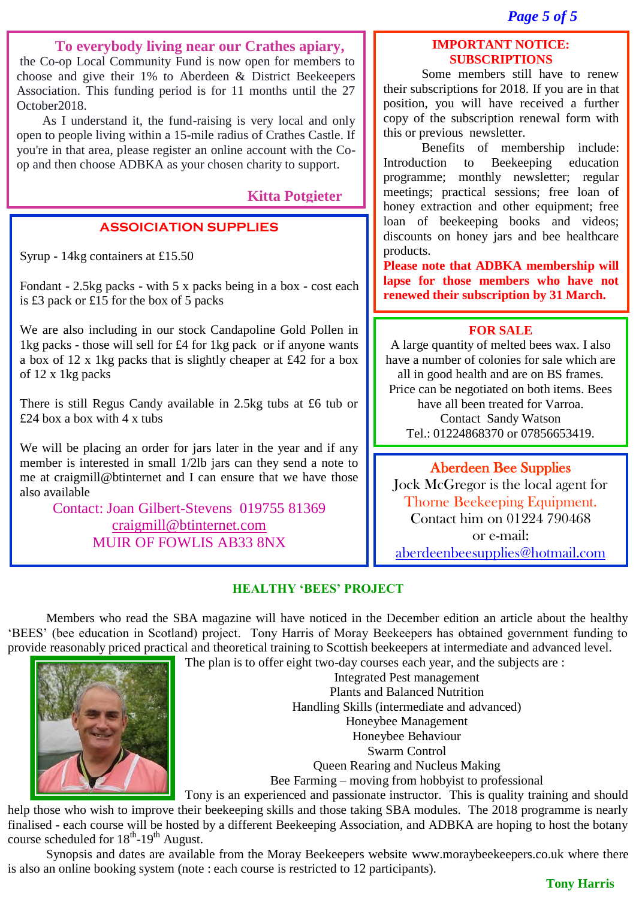## To everybody living near our Crathes apiary,

the Co-op Local Community Fund is now open for members to choose and give their 1% to Aberdeen & District Beekeepers Association. This funding period is for 11 months until the 27 October2018.

As I understand it, the fund-raising is very local and only open to people living within a 15-mile radius of Crathes Castle. If you're in that area, please register an online account with the Co-op and then choose ADBKA as your chosen charity to support.

**Kitta Potgieter**

## ASSOICIATION SUPPLIES

Syrup - 14kg containers at £15.50

Fondant - 2.5kg packs - with 5 x packs being in a box - cost each is £3 pack or £15 for the box of 5 packs

We are also including in our stock Candapoline Gold Pollen in 1kg packs - those will sell for £4 for 1kg pack or if anyone wants a box of 12 x 1kg packs that is slightly cheaper at £42 for a box of 12 x 1kg packs

There is still Regus Candy available in 2.5kg tubs at £6 tub or £24 box a box with 4 x tubs

We will be placing an order for jars later in the year and if any member is interested in small 1/2lb jars can they send a note to me at craigmill@btinternet and I can ensure that we have those also available

Contact: Joan Gilbert-Stevens 019755 81369
craigmill@btinternet.com
MUIR OF FOWLIS AB33 8NX

## IMPORTANT NOTICE: SUBSCRIPTIONS

Some members still have to renew their subscriptions for 2018. If you are in that position, you will have received a further copy of the subscription renewal form with this or previous newsletter.

Benefits of membership include: Introduction to Beekeeping education programme; monthly newsletter; regular meetings; practical sessions; free loan of honey extraction and other equipment; free loan of beekeeping books and videos; discounts on honey jars and bee healthcare products.

**Please note that ADBKA membership will lapse for those members who have not renewed their subscription by 31 March.**

## FOR SALE

A large quantity of melted bees wax. I also have a number of colonies for sale which are all in good health and are on BS frames. Price can be negotiated on both items. Bees have all been treated for Varroa.
Contact Sandy Watson
Tel.: 01224868370 or 07856653419.

## Aberdeen Bee Supplies

Jock McGregor is the local agent for Thorne Beekeeping Equipment.
Contact him on 01224 790468
or e-mail:
aberdeenbeesupplies@hotmail.com

## HEALTHY 'BEES' PROJECT

Members who read the SBA magazine will have noticed in the December edition an article about the healthy 'BEES' (bee education in Scotland) project. Tony Harris of Moray Beekeepers has obtained government funding to provide reasonably priced practical and theoretical training to Scottish beekeepers at intermediate and advanced level.

The plan is to offer eight two-day courses each year, and the subjects are :

- Integrated Pest management
- Plants and Balanced Nutrition
- Handling Skills (intermediate and advanced)
- Honeybee Management
- Honeybee Behaviour
- Swarm Control
- Queen Rearing and Nucleus Making
- Bee Farming – moving from hobbyist to professional

Tony is an experienced and passionate instructor. This is quality training and should help those who wish to improve their beekeeping skills and those taking SBA modules. The 2018 programme is nearly finalised - each course will be hosted by a different Beekeeping Association, and ADBKA are hoping to host the botany course scheduled for 18th-19th August.

Synopsis and dates are available from the Moray Beekeepers website www.moraybeekeepers.co.uk where there is also an online booking system (note : each course is restricted to 12 participants).

**Tony Harris**